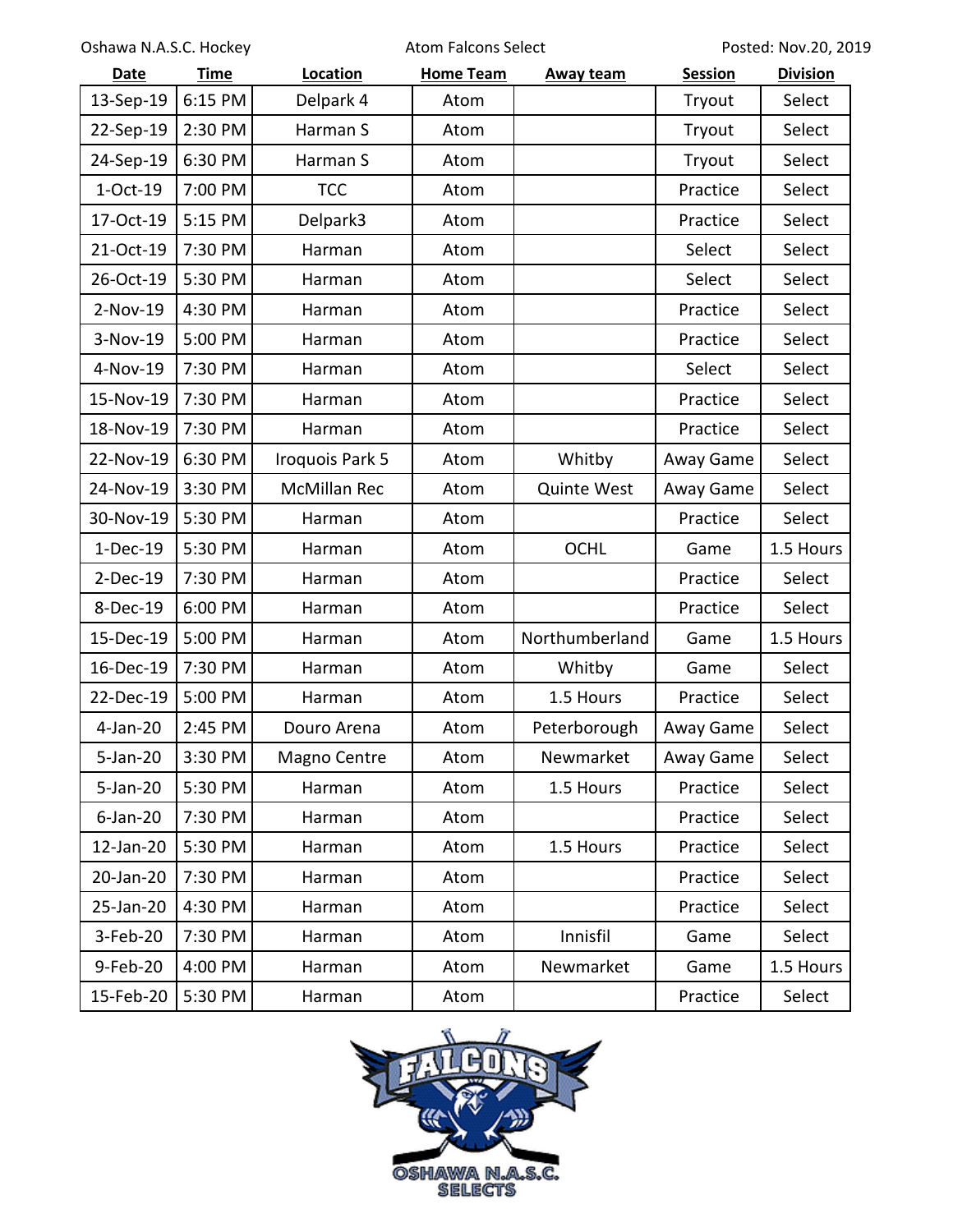Oshawa N.A.S.C. Hockey — Atom Falcons Select — Posted: Nov.20, 2019

| Date | Time | Location | Home Team | Away team | Session | Division |
|---|---|---|---|---|---|---|
| 13-Sep-19 | 6:15 PM | Delpark 4 | Atom | | Tryout | Select |
| 22-Sep-19 | 2:30 PM | Harman S | Atom | | Tryout | Select |
| 24-Sep-19 | 6:30 PM | Harman S | Atom | | Tryout | Select |
| 1-Oct-19 | 7:00 PM | TCC | Atom | | Practice | Select |
| 17-Oct-19 | 5:15 PM | Delpark3 | Atom | | Practice | Select |
| 21-Oct-19 | 7:30 PM | Harman | Atom | | Select | Select |
| 26-Oct-19 | 5:30 PM | Harman | Atom | | Select | Select |
| 2-Nov-19 | 4:30 PM | Harman | Atom | | Practice | Select |
| 3-Nov-19 | 5:00 PM | Harman | Atom | | Practice | Select |
| 4-Nov-19 | 7:30 PM | Harman | Atom | | Select | Select |
| 15-Nov-19 | 7:30 PM | Harman | Atom | | Practice | Select |
| 18-Nov-19 | 7:30 PM | Harman | Atom | | Practice | Select |
| 22-Nov-19 | 6:30 PM | Iroquois Park 5 | Atom | Whitby | Away Game | Select |
| 24-Nov-19 | 3:30 PM | McMillan Rec | Atom | Quinte West | Away Game | Select |
| 30-Nov-19 | 5:30 PM | Harman | Atom | | Practice | Select |
| 1-Dec-19 | 5:30 PM | Harman | Atom | OCHL | Game | 1.5 Hours |
| 2-Dec-19 | 7:30 PM | Harman | Atom | | Practice | Select |
| 8-Dec-19 | 6:00 PM | Harman | Atom | | Practice | Select |
| 15-Dec-19 | 5:00 PM | Harman | Atom | Northumberland | Game | 1.5 Hours |
| 16-Dec-19 | 7:30 PM | Harman | Atom | Whitby | Game | Select |
| 22-Dec-19 | 5:00 PM | Harman | Atom | 1.5 Hours | Practice | Select |
| 4-Jan-20 | 2:45 PM | Douro Arena | Atom | Peterborough | Away Game | Select |
| 5-Jan-20 | 3:30 PM | Magno Centre | Atom | Newmarket | Away Game | Select |
| 5-Jan-20 | 5:30 PM | Harman | Atom | 1.5 Hours | Practice | Select |
| 6-Jan-20 | 7:30 PM | Harman | Atom | | Practice | Select |
| 12-Jan-20 | 5:30 PM | Harman | Atom | 1.5 Hours | Practice | Select |
| 20-Jan-20 | 7:30 PM | Harman | Atom | | Practice | Select |
| 25-Jan-20 | 4:30 PM | Harman | Atom | | Practice | Select |
| 3-Feb-20 | 7:30 PM | Harman | Atom | Innisfil | Game | Select |
| 9-Feb-20 | 4:00 PM | Harman | Atom | Newmarket | Game | 1.5 Hours |
| 15-Feb-20 | 5:30 PM | Harman | Atom | | Practice | Select |

FALCONS

OSHAWA N.A.S.C. SELECTS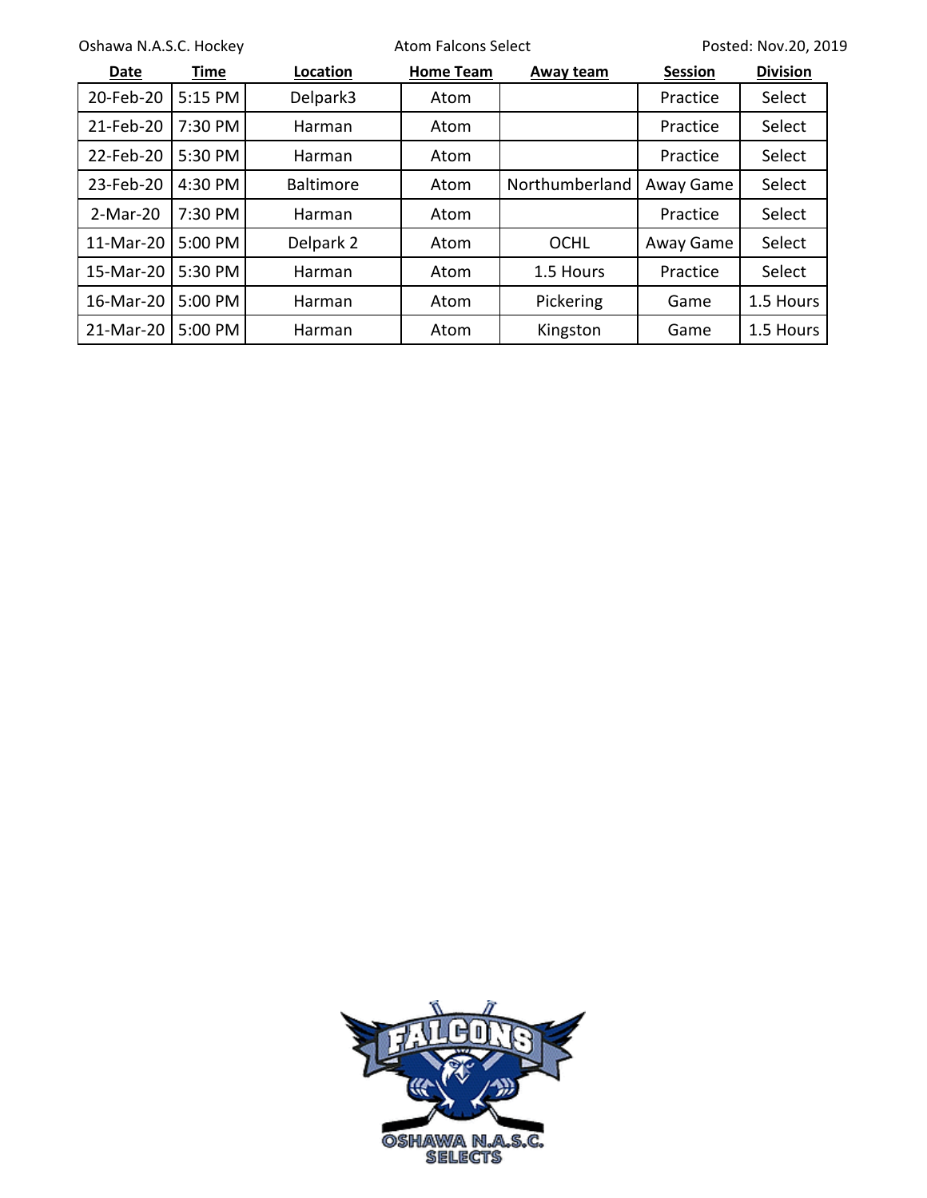| Date | Time | Location | Home Team | Away team | Session | Division |
|---|---|---|---|---|---|---|
| 20-Feb-20 | 5:15 PM | Delpark3 | Atom | | Practice | Select |
| 21-Feb-20 | 7:30 PM | Harman | Atom | | Practice | Select |
| 22-Feb-20 | 5:30 PM | Harman | Atom | | Practice | Select |
| 23-Feb-20 | 4:30 PM | Baltimore | Atom | Northumberland | Away Game | Select |
| 2-Mar-20 | 7:30 PM | Harman | Atom | | Practice | Select |
| 11-Mar-20 | 5:00 PM | Delpark 2 | Atom | OCHL | Away Game | Select |
| 15-Mar-20 | 5:30 PM | Harman | Atom | 1.5 Hours | Practice | Select |
| 16-Mar-20 | 5:00 PM | Harman | Atom | Pickering | Game | 1.5 Hours |
| 21-Mar-20 | 5:00 PM | Harman | Atom | Kingston | Game | 1.5 Hours |